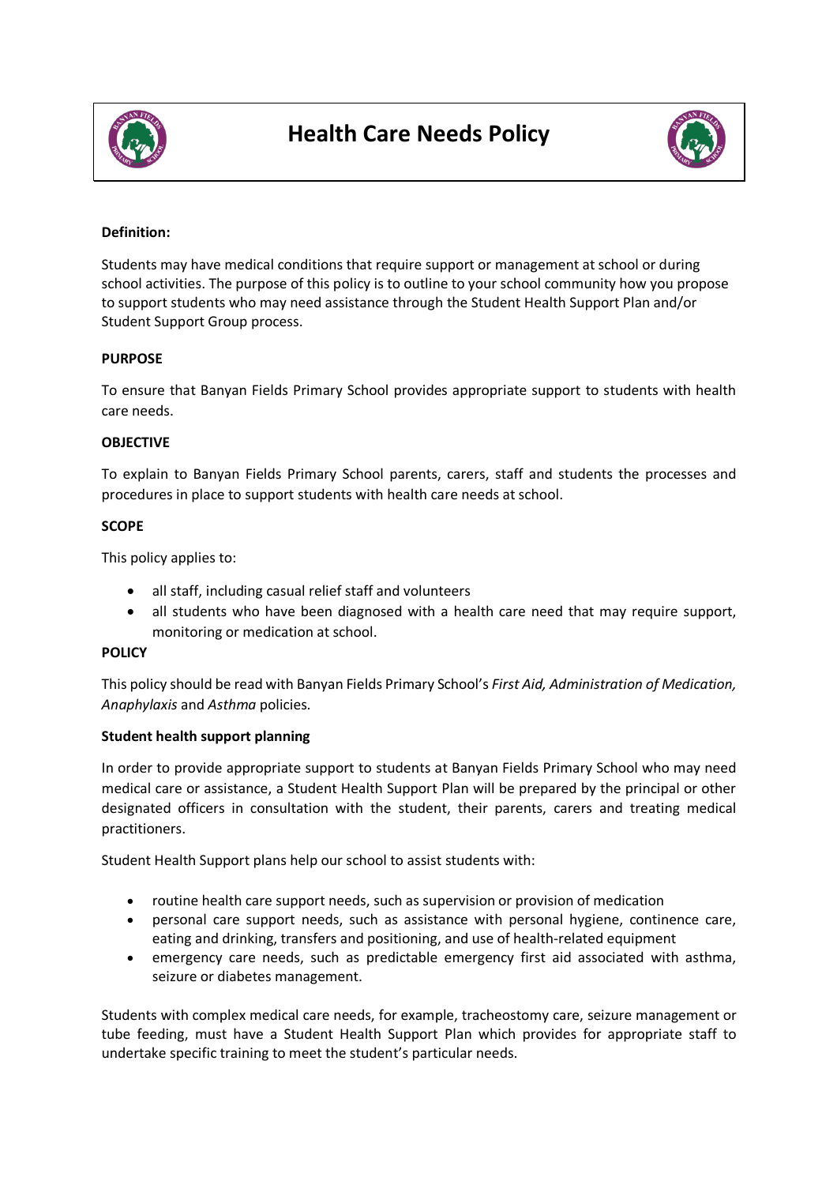# Health Care Needs Policy

**Definition:**

Students may have medical conditions that require support or management at school or during school activities. The purpose of this policy is to outline to your school community how you propose to support students who may need assistance through the Student Health Support Plan and/or Student Support Group process.

## PURPOSE

To ensure that Banyan Fields Primary School provides appropriate support to students with health care needs.

## OBJECTIVE

To explain to Banyan Fields Primary School parents, carers, staff and students the processes and procedures in place to support students with health care needs at school.

## SCOPE

This policy applies to:

- all staff, including casual relief staff and volunteers
- all students who have been diagnosed with a health care need that may require support, monitoring or medication at school.

## POLICY

This policy should be read with Banyan Fields Primary School's *First Aid, Administration of Medication, Anaphylaxis* and *Asthma* policies.

### Student health support planning

In order to provide appropriate support to students at Banyan Fields Primary School who may need medical care or assistance, a Student Health Support Plan will be prepared by the principal or other designated officers in consultation with the student, their parents, carers and treating medical practitioners.

Student Health Support plans help our school to assist students with:

- routine health care support needs, such as supervision or provision of medication
- personal care support needs, such as assistance with personal hygiene, continence care, eating and drinking, transfers and positioning, and use of health-related equipment
- emergency care needs, such as predictable emergency first aid associated with asthma, seizure or diabetes management.

Students with complex medical care needs, for example, tracheostomy care, seizure management or tube feeding, must have a Student Health Support Plan which provides for appropriate staff to undertake specific training to meet the student's particular needs.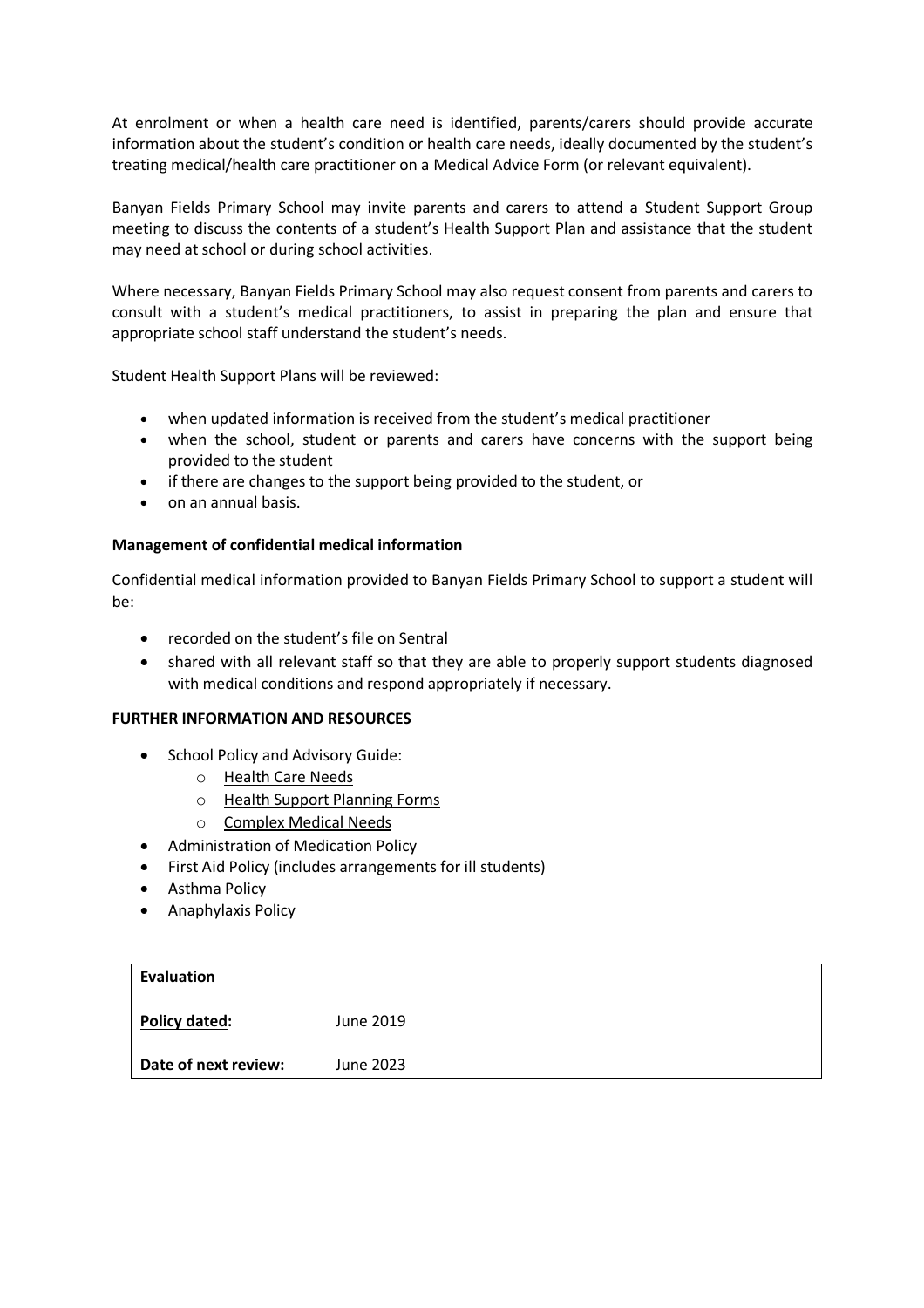At enrolment or when a health care need is identified, parents/carers should provide accurate information about the student's condition or health care needs, ideally documented by the student's treating medical/health care practitioner on a Medical Advice Form (or relevant equivalent).

Banyan Fields Primary School may invite parents and carers to attend a Student Support Group meeting to discuss the contents of a student's Health Support Plan and assistance that the student may need at school or during school activities.

Where necessary, Banyan Fields Primary School may also request consent from parents and carers to consult with a student's medical practitioners, to assist in preparing the plan and ensure that appropriate school staff understand the student's needs.

Student Health Support Plans will be reviewed:

- when updated information is received from the student's medical practitioner
- when the school, student or parents and carers have concerns with the support being provided to the student
- if there are changes to the support being provided to the student, or
- on an annual basis.

**Management of confidential medical information**

Confidential medical information provided to Banyan Fields Primary School to support a student will be:

- recorded on the student's file on Sentral
- shared with all relevant staff so that they are able to properly support students diagnosed with medical conditions and respond appropriately if necessary.

**FURTHER INFORMATION AND RESOURCES**

- School Policy and Advisory Guide:
  - Health Care Needs
  - Health Support Planning Forms
  - Complex Medical Needs
- Administration of Medication Policy
- First Aid Policy (includes arrangements for ill students)
- Asthma Policy
- Anaphylaxis Policy

| **Evaluation** | |
|---|---|
| **Policy dated:** | June 2019 |
| **Date of next review:** | June 2023 |